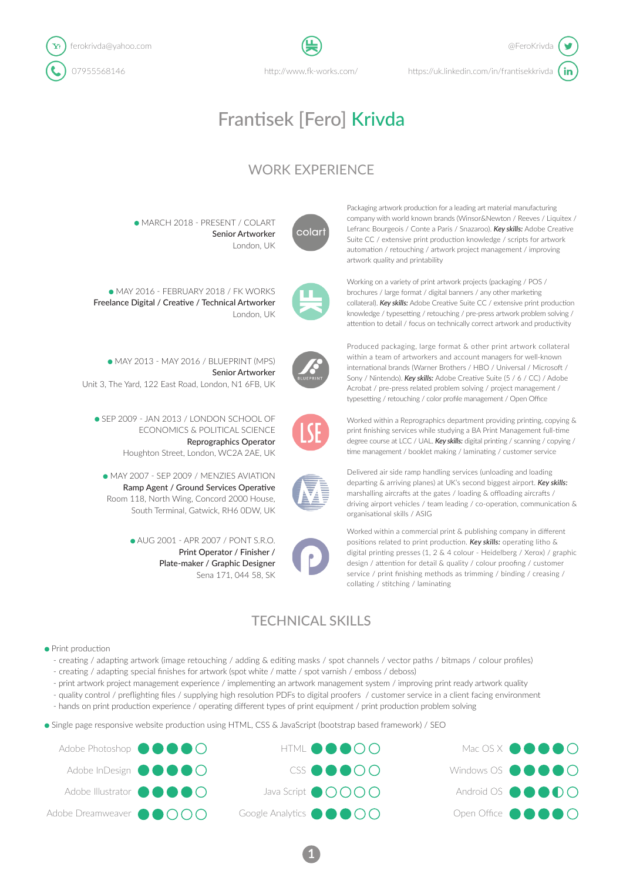ferokrivda@yahoo.com
07955568146

http://www.fk-works.com/

@FeroKrivda
https://uk.linkedin.com/in/frantisekkrivda

# Frantisek [Fero] Krivda

## WORK EXPERIENCE

**MARCH 2018 - PRESENT / COLART**
Senior Artworker
London, UK

Packaging artwork production for a leading art material manufacturing company with world known brands (Winsor&Newton / Reeves / Liquitex / Lefranc Bourgeois / Conte a Paris / Snazaroo). ***Key skills:*** Adobe Creative Suite CC / extensive print production knowledge / scripts for artwork automation / retouching / artwork project management / improving artwork quality and printability

**MAY 2016 - FEBRUARY 2018 / FK WORKS**
Freelance Digital / Creative / Technical Artworker
London, UK

Working on a variety of print artwork projects (packaging / POS / brochures / large format / digital banners / any other marketing collateral). ***Key skills:*** Adobe Creative Suite CC / extensive print production knowledge / typesetting / retouching / pre-press artwork problem solving / attention to detail / focus on technically correct artwork and productivity

**MAY 2013 - MAY 2016 / BLUEPRINT (MPS)**
Senior Artworker
Unit 3, The Yard, 122 East Road, London, N1 6FB, UK

Produced packaging, large format & other print artwork collateral within a team of artworkers and account managers for well-known international brands (Warner Brothers / HBO / Universal / Microsoft / Sony / Nintendo). ***Key skills:*** Adobe Creative Suite (5 / 6 / CC) / Adobe Acrobat / pre-press related problem solving / project management / typesetting / retouching / color profile management / Open Office

**SEP 2009 - JAN 2013 / LONDON SCHOOL OF ECONOMICS & POLITICAL SCIENCE**
Reprographics Operator
Houghton Street, London, WC2A 2AE, UK

Worked within a Reprographics department providing printing, copying & print finishing services while studying a BA Print Management full-time degree course at LCC / UAL. ***Key skills:*** digital printing / scanning / copying / time management / booklet making / laminating / customer service

**MAY 2007 - SEP 2009 / MENZIES AVIATION**
Ramp Agent / Ground Services Operative
Room 118, North Wing, Concord 2000 House, South Terminal, Gatwick, RH6 0DW, UK

Delivered air side ramp handling services (unloading and loading departing & arriving planes) at UK's second biggest airport. ***Key skills:*** marshalling aircrafts at the gates / loading & offloading aircrafts / driving airport vehicles / team leading / co-operation, communication & organisational skills / ASIG

**AUG 2001 - APR 2007 / PONT S.R.O.**
Print Operator / Finisher / Plate-maker / Graphic Designer
Sena 171, 044 58, SK

Worked within a commercial print & publishing company in different positions related to print production. ***Key skills:*** operating litho & digital printing presses (1, 2 & 4 colour - Heidelberg / Xerox) / graphic design / attention for detail & quality / colour proofing / customer service / print finishing methods as trimming / binding / creasing / collating / stitching / laminating

## TECHNICAL SKILLS

- Print production
  - creating / adapting artwork (image retouching / adding & editing masks / spot channels / vector paths / bitmaps / colour profiles)
  - creating / adapting special finishes for artwork (spot white / matte / spot varnish / emboss / deboss)
  - print artwork project management experience / implementing an artwork management system / improving print ready artwork quality
  - quality control / preflighting files / supplying high resolution PDFs to digital proofers / customer service in a client facing environment
  - hands on print production experience / operating different types of print equipment / print production problem solving
- Single page responsive website production using HTML, CSS & JavaScript (bootstrap based framework) / SEO

| Skill | Rating | Skill | Rating | Skill | Rating |
|---|---|---|---|---|---|
| Adobe Photoshop | ●●●●○ | HTML | ●●●○○ | Mac OS X | ●●●●○ |
| Adobe InDesign | ●●●●○ | CSS | ●●●○○ | Windows OS | ●●●●○ |
| Adobe Illustrator | ●●●●○ | Java Script | ●○○○○ | Android OS | ●●●◐○ |
| Adobe Dreamweaver | ●●○○○ | Google Analytics | ●●●○○ | Open Office | ●●●●○ |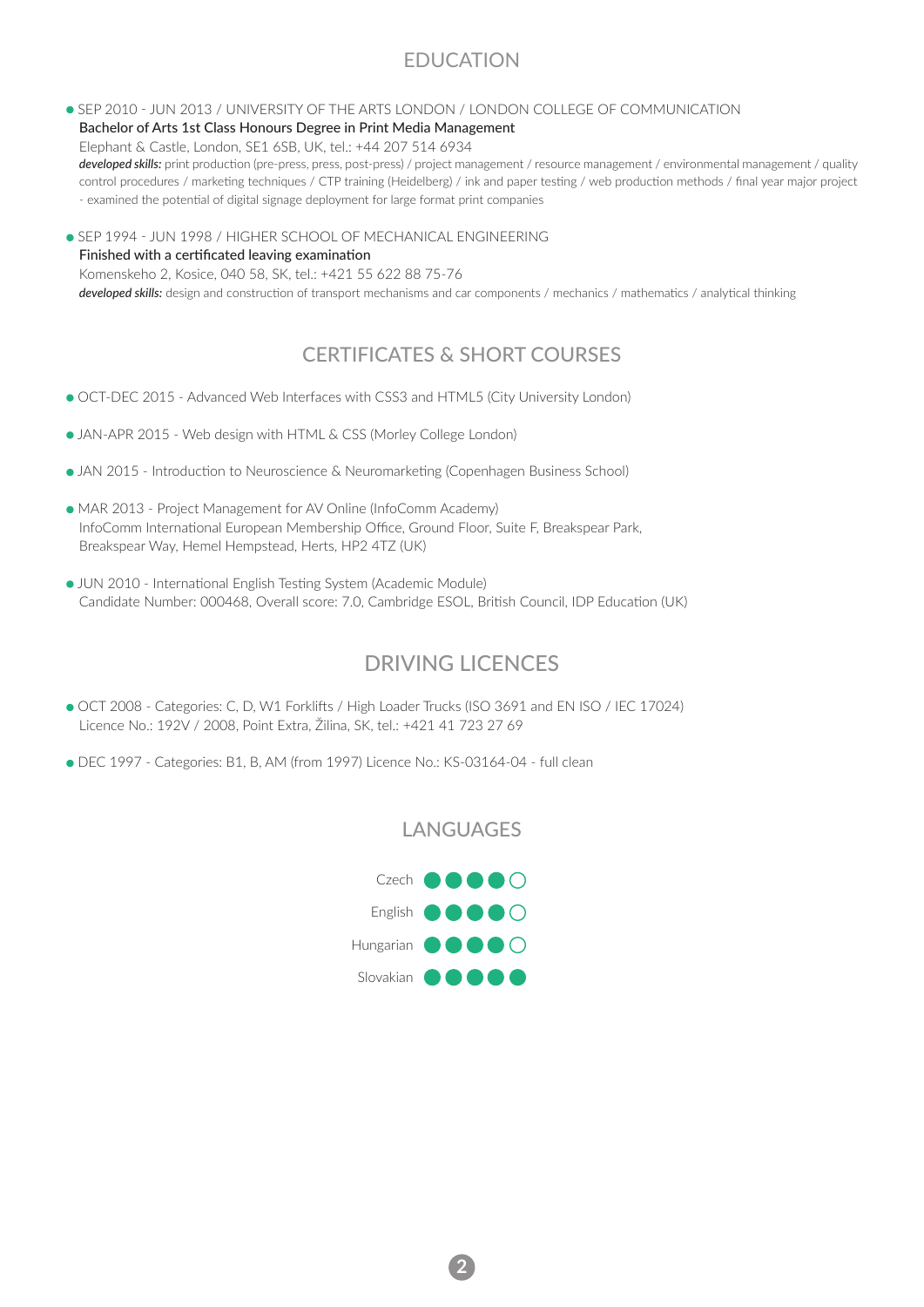## EDUCATION

- SEP 2010 - JUN 2013 / UNIVERSITY OF THE ARTS LONDON / LONDON COLLEGE OF COMMUNICATION
  Bachelor of Arts 1st Class Honours Degree in Print Media Management
  Elephant & Castle, London, SE1 6SB, UK, tel.: +44 207 514 6934
  ***developed skills:*** print production (pre-press, press, post-press) / project management / resource management / environmental management / quality control procedures / marketing techniques / CTP training (Heidelberg) / ink and paper testing / web production methods / final year major project - examined the potential of digital signage deployment for large format print companies

- SEP 1994 - JUN 1998 / HIGHER SCHOOL OF MECHANICAL ENGINEERING
  Finished with a certificated leaving examination
  Komenskeho 2, Kosice, 040 58, SK, tel.: +421 55 622 88 75-76
  ***developed skills:*** design and construction of transport mechanisms and car components / mechanics / mathematics / analytical thinking

## CERTIFICATES & SHORT COURSES

- OCT-DEC 2015 - Advanced Web Interfaces with CSS3 and HTML5 (City University London)
- JAN-APR 2015 - Web design with HTML & CSS (Morley College London)
- JAN 2015 - Introduction to Neuroscience & Neuromarketing (Copenhagen Business School)
- MAR 2013 - Project Management for AV Online (InfoComm Academy)
  InfoComm International European Membership Office, Ground Floor, Suite F, Breakspear Park, Breakspear Way, Hemel Hempstead, Herts, HP2 4TZ (UK)
- JUN 2010 - International English Testing System (Academic Module)
  Candidate Number: 000468, Overall score: 7.0, Cambridge ESOL, British Council, IDP Education (UK)

## DRIVING LICENCES

- OCT 2008 - Categories: C, D, W1 Forklifts / High Loader Trucks (ISO 3691 and EN ISO / IEC 17024)
  Licence No.: 192V / 2008, Point Extra, Žilina, SK, tel.: +421 41 723 27 69
- DEC 1997 - Categories: B1, B, AM (from 1997) Licence No.: KS-03164-04 - full clean

## LANGUAGES

Czech ●●●●○
English ●●●●○
Hungarian ●●●●○
Slovakian ●●●●●